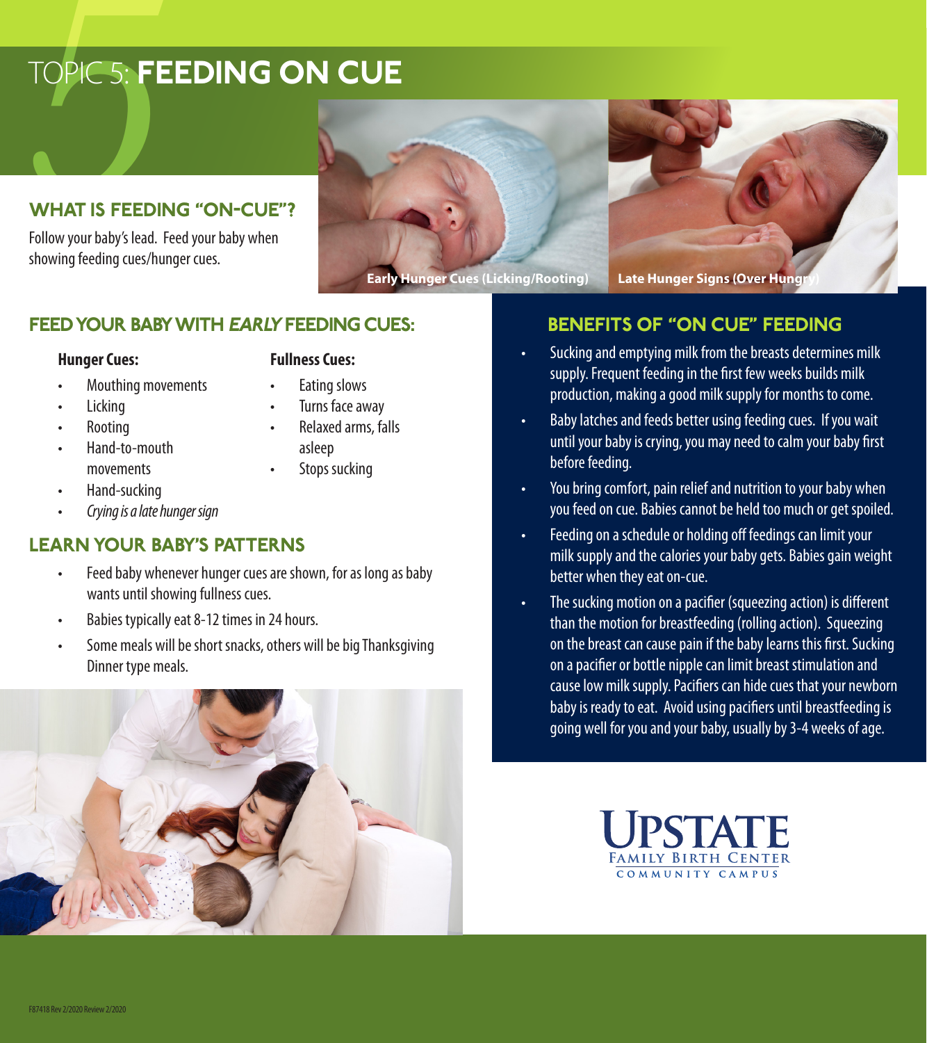# TOPIC 5: FEEDING ON CUE

## WHAT IS FEEDING "ON-CUE"?

Follow your baby's lead. Feed your baby when showing feeding cues/hunger cues.

Early Hunger Cues (Licking/Rooting)

Late Hunger Signs (Over Hungry)

## FEED YOUR BABY WITH *EARLY* FEEDING CUES:

**Hunger Cues:**

- Mouthing movements
- Licking
- Rooting
- Hand-to-mouth movements
- Hand-sucking
- *Crying is a late hunger sign*

**Fullness Cues:**

- Eating slows
- Turns face away
- Relaxed arms, falls asleep
- Stops sucking

## LEARN YOUR BABY'S PATTERNS

- Feed baby whenever hunger cues are shown, for as long as baby wants until showing fullness cues.
- Babies typically eat 8-12 times in 24 hours.
- Some meals will be short snacks, others will be big Thanksgiving Dinner type meals.

## BENEFITS OF "ON CUE" FEEDING

- Sucking and emptying milk from the breasts determines milk supply. Frequent feeding in the first few weeks builds milk production, making a good milk supply for months to come.
- Baby latches and feeds better using feeding cues. If you wait until your baby is crying, you may need to calm your baby first before feeding.
- You bring comfort, pain relief and nutrition to your baby when you feed on cue. Babies cannot be held too much or get spoiled.
- Feeding on a schedule or holding off feedings can limit your milk supply and the calories your baby gets. Babies gain weight better when they eat on-cue.
- The sucking motion on a pacifier (squeezing action) is different than the motion for breastfeeding (rolling action). Squeezing on the breast can cause pain if the baby learns this first. Sucking on a pacifier or bottle nipple can limit breast stimulation and cause low milk supply. Pacifiers can hide cues that your newborn baby is ready to eat. Avoid using pacifiers until breastfeeding is going well for you and your baby, usually by 3-4 weeks of age.

UPSTATE
FAMILY BIRTH CENTER
COMMUNITY CAMPUS

F87418 Rev 2/2020 Review 2/2020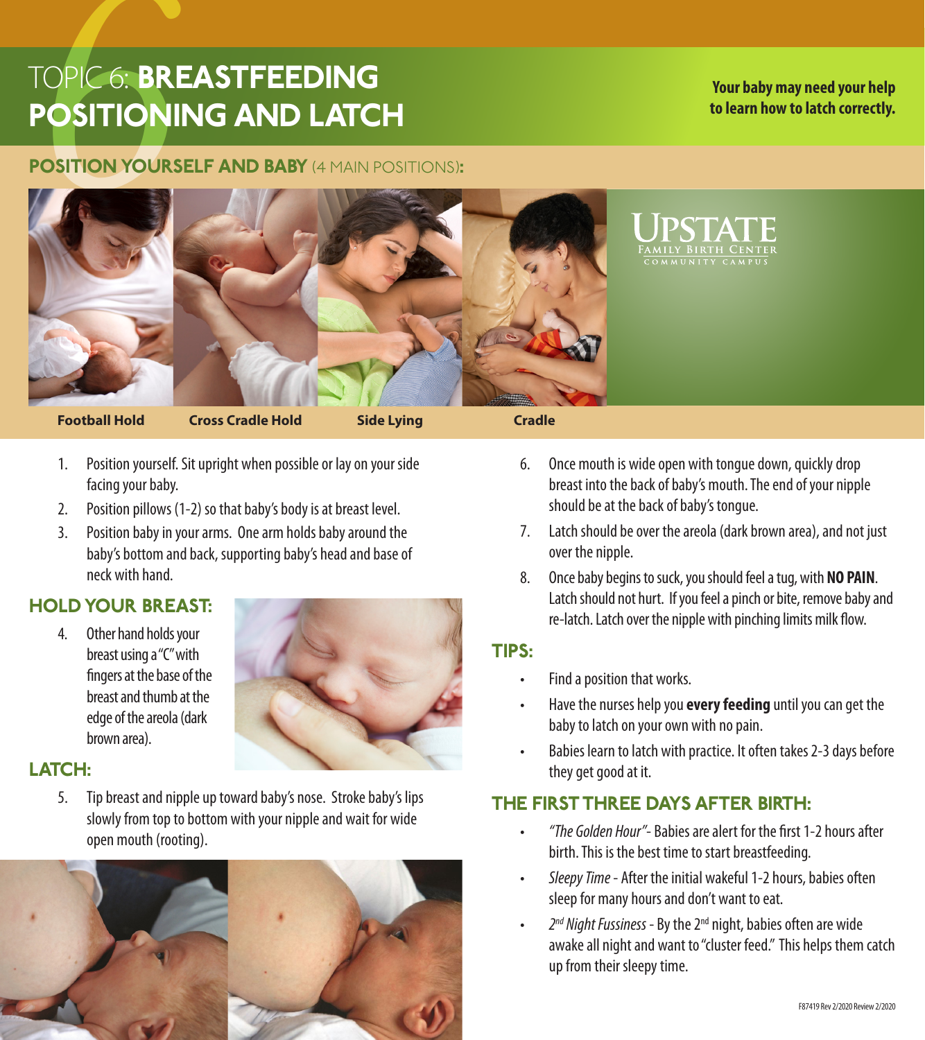# TOPIC 6: BREASTFEEDING POSITIONING AND LATCH

**Your baby may need your help to learn how to latch correctly.**

## POSITION YOURSELF AND BABY (4 MAIN POSITIONS):

**Football Hold** **Cross Cradle Hold** **Side Lying** **Cradle**

UPSTATE
FAMILY BIRTH CENTER
COMMUNITY CAMPUS

1. Position yourself. Sit upright when possible or lay on your side facing your baby.
2. Position pillows (1-2) so that baby's body is at breast level.
3. Position baby in your arms. One arm holds baby around the baby's bottom and back, supporting baby's head and base of neck with hand.

## HOLD YOUR BREAST:

4. Other hand holds your breast using a "C" with fingers at the base of the breast and thumb at the edge of the areola (dark brown area).

## LATCH:

5. Tip breast and nipple up toward baby's nose. Stroke baby's lips slowly from top to bottom with your nipple and wait for wide open mouth (rooting).
6. Once mouth is wide open with tongue down, quickly drop breast into the back of baby's mouth. The end of your nipple should be at the back of baby's tongue.
7. Latch should be over the areola (dark brown area), and not just over the nipple.
8. Once baby begins to suck, you should feel a tug, with **NO PAIN**. Latch should not hurt. If you feel a pinch or bite, remove baby and re-latch. Latch over the nipple with pinching limits milk flow.

## TIPS:

- Find a position that works.
- Have the nurses help you **every feeding** until you can get the baby to latch on your own with no pain.
- Babies learn to latch with practice. It often takes 2-3 days before they get good at it.

## THE FIRST THREE DAYS AFTER BIRTH:

- *"The Golden Hour"*- Babies are alert for the first 1-2 hours after birth. This is the best time to start breastfeeding.
- *Sleepy Time* - After the initial wakeful 1-2 hours, babies often sleep for many hours and don't want to eat.
- *2nd Night Fussiness* - By the 2nd night, babies often are wide awake all night and want to "cluster feed." This helps them catch up from their sleepy time.

F87419 Rev 2/2020 Review 2/2020